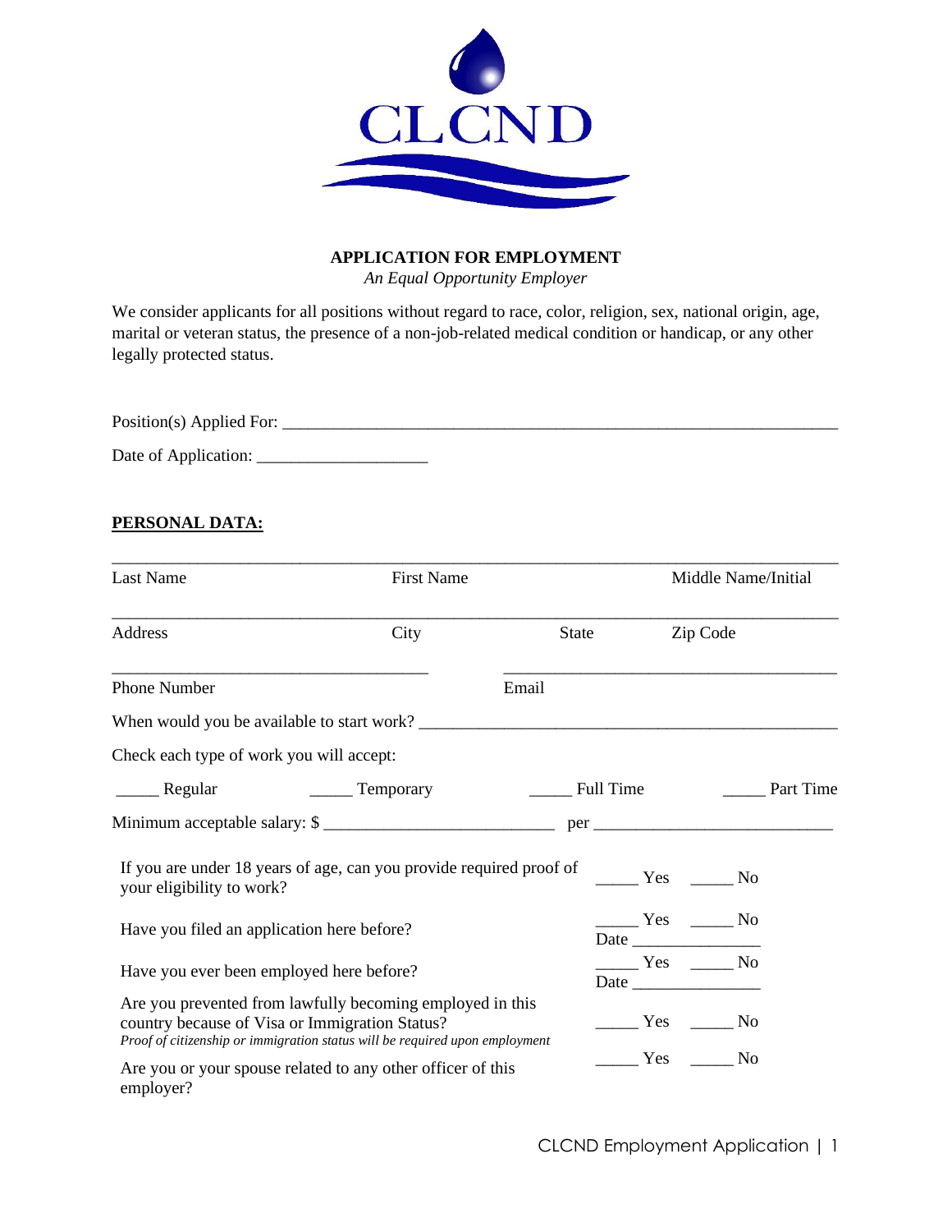CLCND

**APPLICATION FOR EMPLOYMENT**

*An Equal Opportunity Employer*

We consider applicants for all positions without regard to race, color, religion, sex, national origin, age, marital or veteran status, the presence of a non-job-related medical condition or handicap, or any other legally protected status.

Position(s) Applied For: ______________________________________________________________

Date of Application: ____________________

**PERSONAL DATA:**

______________________________________________________________________________

Last Name First Name Middle Name/Initial

______________________________________________________________________________

Address City State Zip Code

____________________________________ ____________________________________

Phone Number Email

When would you be available to start work? ______________________________________________

Check each type of work you will accept:

_____ Regular _____ Temporary _____ Full Time _____ Part Time

Minimum acceptable salary: $ ___________________________ per ___________________________

| | |
|---|---|
| If you are under 18 years of age, can you provide required proof of your eligibility to work? | _____ Yes _____ No |
| Have you filed an application here before? | _____ Yes _____ No<br>Date _______________ |
| Have you ever been employed here before? | _____ Yes _____ No<br>Date _______________ |
| Are you prevented from lawfully becoming employed in this country because of Visa or Immigration Status?<br>*Proof of citizenship or immigration status will be required upon employment* | _____ Yes _____ No |
| Are you or your spouse related to any other officer of this employer? | _____ Yes _____ No |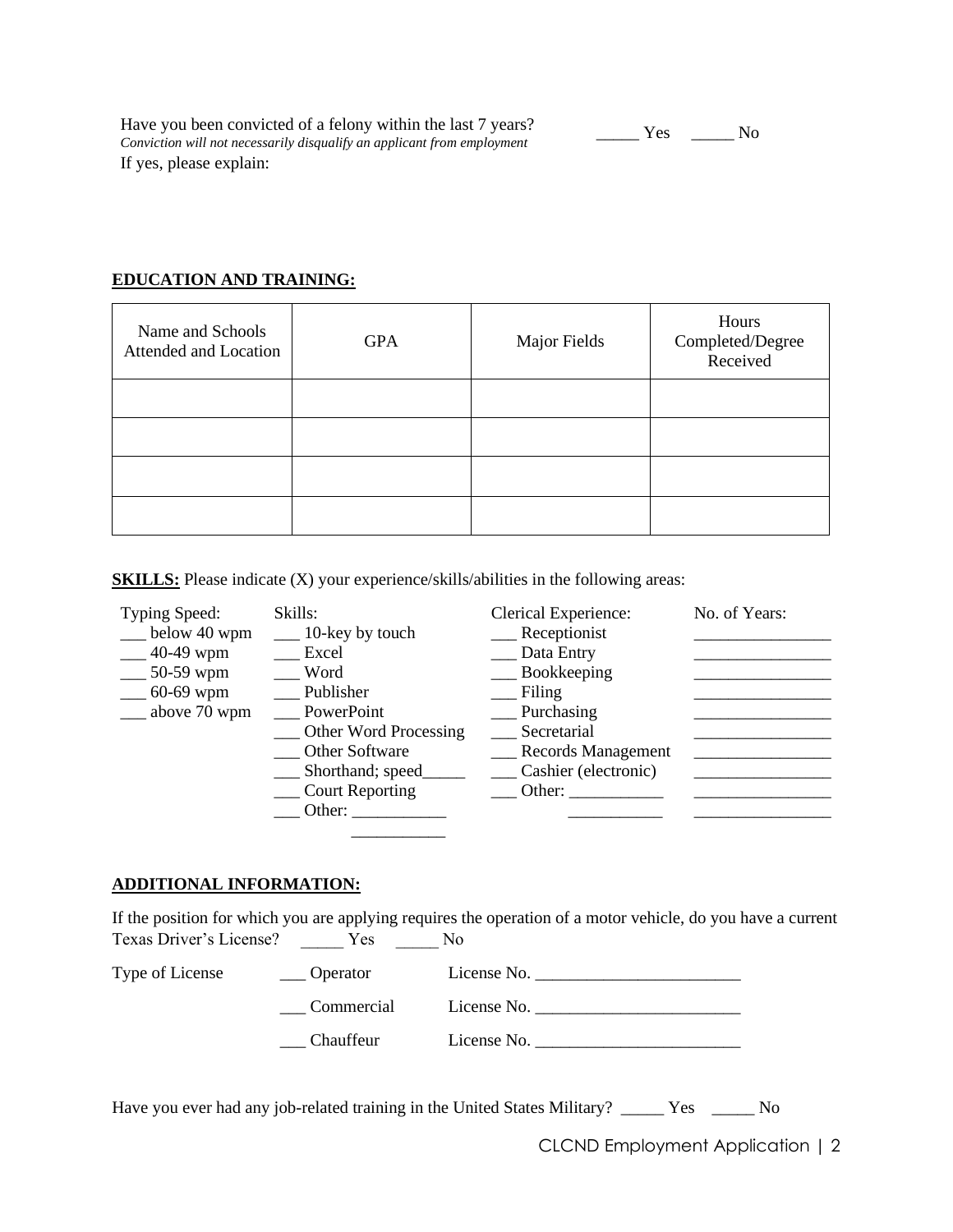Have you been convicted of a felony within the last 7 years? _____ Yes _____ No

*Conviction will not necessarily disqualify an applicant from employment*

If yes, please explain:

**EDUCATION AND TRAINING:**

| Name and Schools Attended and Location | GPA | Major Fields | Hours Completed/Degree Received |
|---|---|---|---|
| | | | |
| | | | |
| | | | |
| | | | |

**SKILLS:** Please indicate (X) your experience/skills/abilities in the following areas:

Typing Speed:

- ___ below 40 wpm
- ___ 40-49 wpm
- ___ 50-59 wpm
- ___ 60-69 wpm
- ___ above 70 wpm

Skills:

- ___ 10-key by touch
- ___ Excel
- ___ Word
- ___ Publisher
- ___ PowerPoint
- ___ Other Word Processing
- ___ Other Software
- ___ Shorthand; speed_____
- ___ Court Reporting
- ___ Other: ___________ ___________

| Clerical Experience: | No. of Years: |
|---|---|
| ___ Receptionist | ________________ |
| ___ Data Entry | ________________ |
| ___ Bookkeeping | ________________ |
| ___ Filing | ________________ |
| ___ Purchasing | ________________ |
| ___ Secretarial | ________________ |
| ___ Records Management | ________________ |
| ___ Cashier (electronic) | ________________ |
| ___ Other: ___________ | ________________ |
| ___________ | ________________ |

**ADDITIONAL INFORMATION:**

If the position for which you are applying requires the operation of a motor vehicle, do you have a current Texas Driver's License? _____ Yes _____ No

Type of License

- ___ Operator License No. ________________________
- ___ Commercial License No. ________________________
- ___ Chauffeur License No. ________________________

Have you ever had any job-related training in the United States Military? _____ Yes _____ No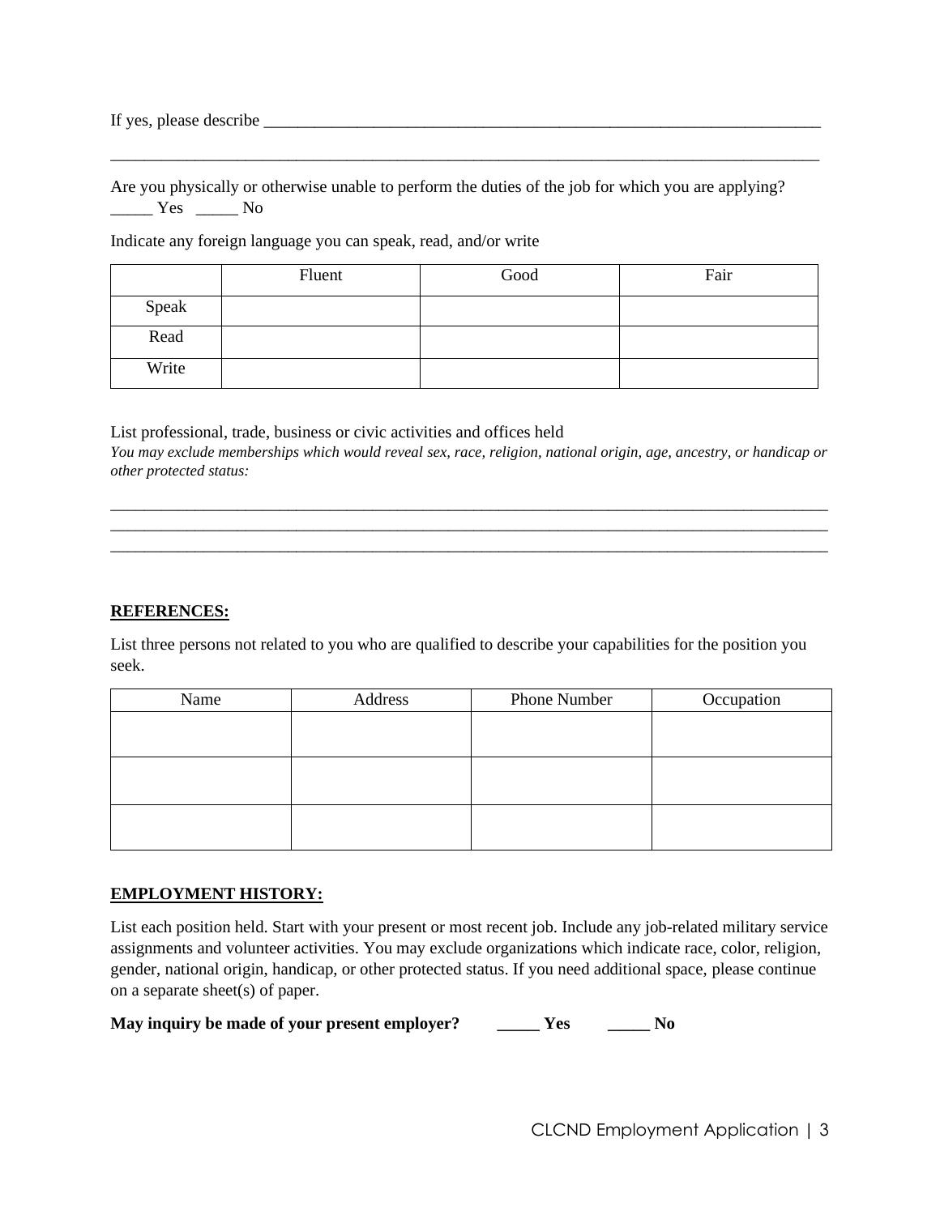If yes, please describe ______________________________________________________________________

_____________________________________________________________________________________

Are you physically or otherwise unable to perform the duties of the job for which you are applying?
_____ Yes _____ No

Indicate any foreign language you can speak, read, and/or write

| | Fluent | Good | Fair |
|---|---|---|---|
| Speak | | | |
| Read | | | |
| Write | | | |

List professional, trade, business or civic activities and offices held
*You may exclude memberships which would reveal sex, race, religion, national origin, age, ancestry, or handicap or other protected status:*

_____________________________________________________________________________________
_____________________________________________________________________________________
_____________________________________________________________________________________

**REFERENCES:**

List three persons not related to you who are qualified to describe your capabilities for the position you seek.

| Name | Address | Phone Number | Occupation |
|---|---|---|---|
| | | | |
| | | | |
| | | | |

**EMPLOYMENT HISTORY:**

List each position held. Start with your present or most recent job. Include any job-related military service assignments and volunteer activities. You may exclude organizations which indicate race, color, religion, gender, national origin, handicap, or other protected status. If you need additional space, please continue on a separate sheet(s) of paper.

**May inquiry be made of your present employer? _____ Yes _____ No**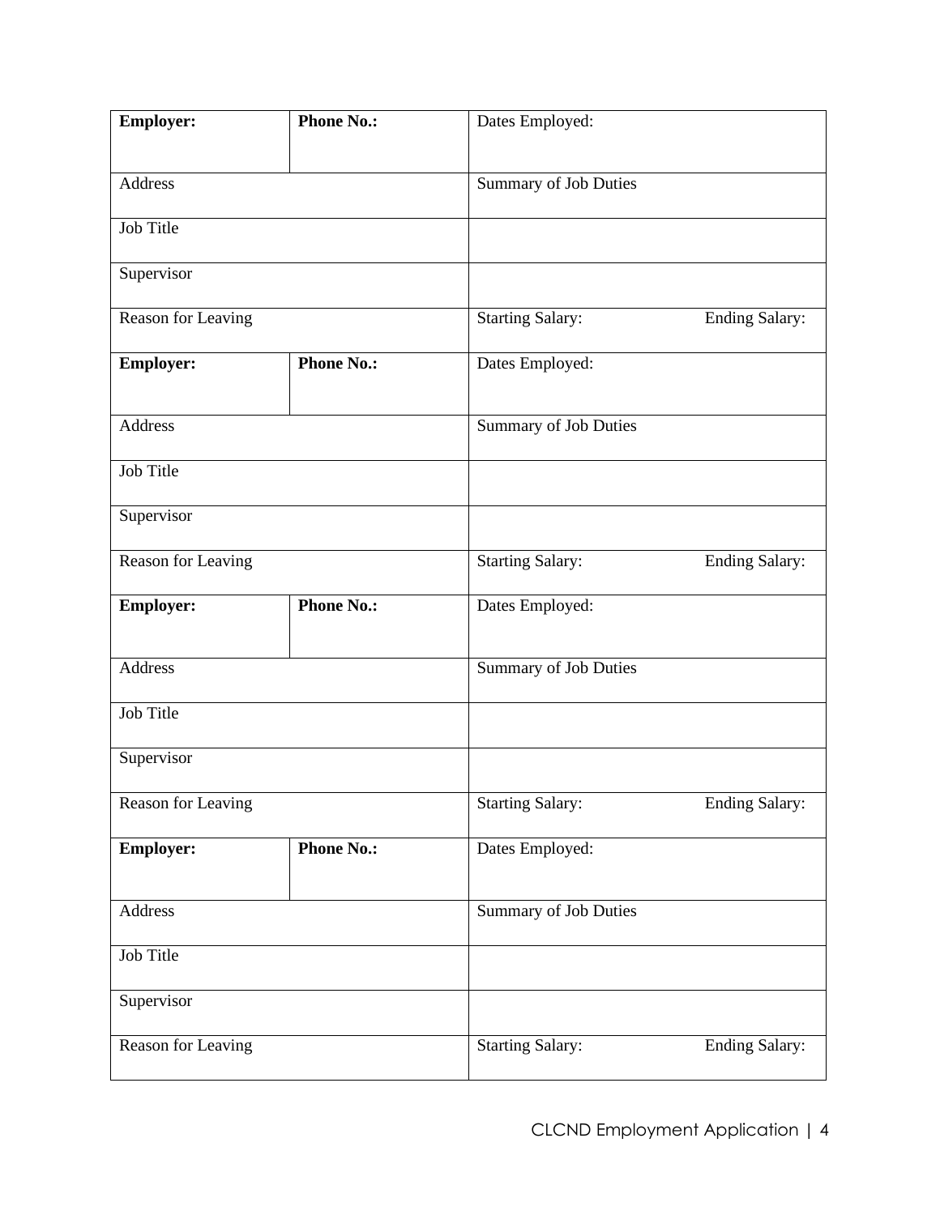| **Employer:** | **Phone No.:** | Dates Employed: | |
|---|---|---|---|
| Address | | Summary of Job Duties | |
| Job Title | | | |
| Supervisor | | | |
| Reason for Leaving | | Starting Salary: | Ending Salary: |
| **Employer:** | **Phone No.:** | Dates Employed: | |
| Address | | Summary of Job Duties | |
| Job Title | | | |
| Supervisor | | | |
| Reason for Leaving | | Starting Salary: | Ending Salary: |
| **Employer:** | **Phone No.:** | Dates Employed: | |
| Address | | Summary of Job Duties | |
| Job Title | | | |
| Supervisor | | | |
| Reason for Leaving | | Starting Salary: | Ending Salary: |
| **Employer:** | **Phone No.:** | Dates Employed: | |
| Address | | Summary of Job Duties | |
| Job Title | | | |
| Supervisor | | | |
| Reason for Leaving | | Starting Salary: | Ending Salary: |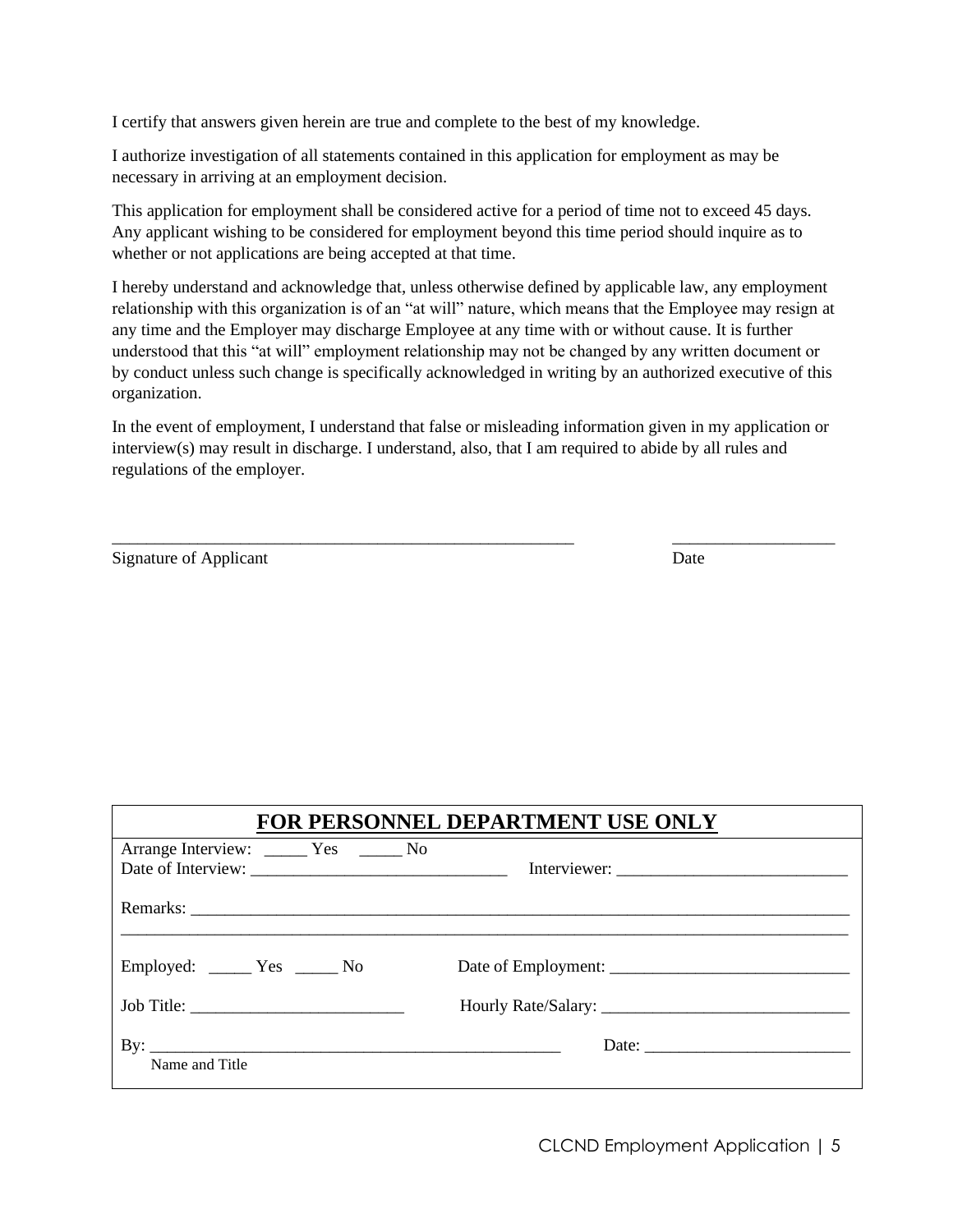I certify that answers given herein are true and complete to the best of my knowledge.

I authorize investigation of all statements contained in this application for employment as may be necessary in arriving at an employment decision.

This application for employment shall be considered active for a period of time not to exceed 45 days. Any applicant wishing to be considered for employment beyond this time period should inquire as to whether or not applications are being accepted at that time.

I hereby understand and acknowledge that, unless otherwise defined by applicable law, any employment relationship with this organization is of an "at will" nature, which means that the Employee may resign at any time and the Employer may discharge Employee at any time with or without cause. It is further understood that this "at will" employment relationship may not be changed by any written document or by conduct unless such change is specifically acknowledged in writing by an authorized executive of this organization.

In the event of employment, I understand that false or misleading information given in my application or interview(s) may result in discharge. I understand, also, that I am required to abide by all rules and regulations of the employer.

_________________________________________________________ ____________________

Signature of Applicant Date

## FOR PERSONNEL DEPARTMENT USE ONLY

Arrange Interview: _____ Yes _____ No

Date of Interview: ______________________________ Interviewer: ___________________________

Remarks: ________________________________________________________________________________

_________________________________________________________________________________________

Employed: _____ Yes _____ No Date of Employment: ___________________________

Job Title: _________________________ Hourly Rate/Salary: _____________________________

By: __________________________________________________ Date: ________________________

Name and Title